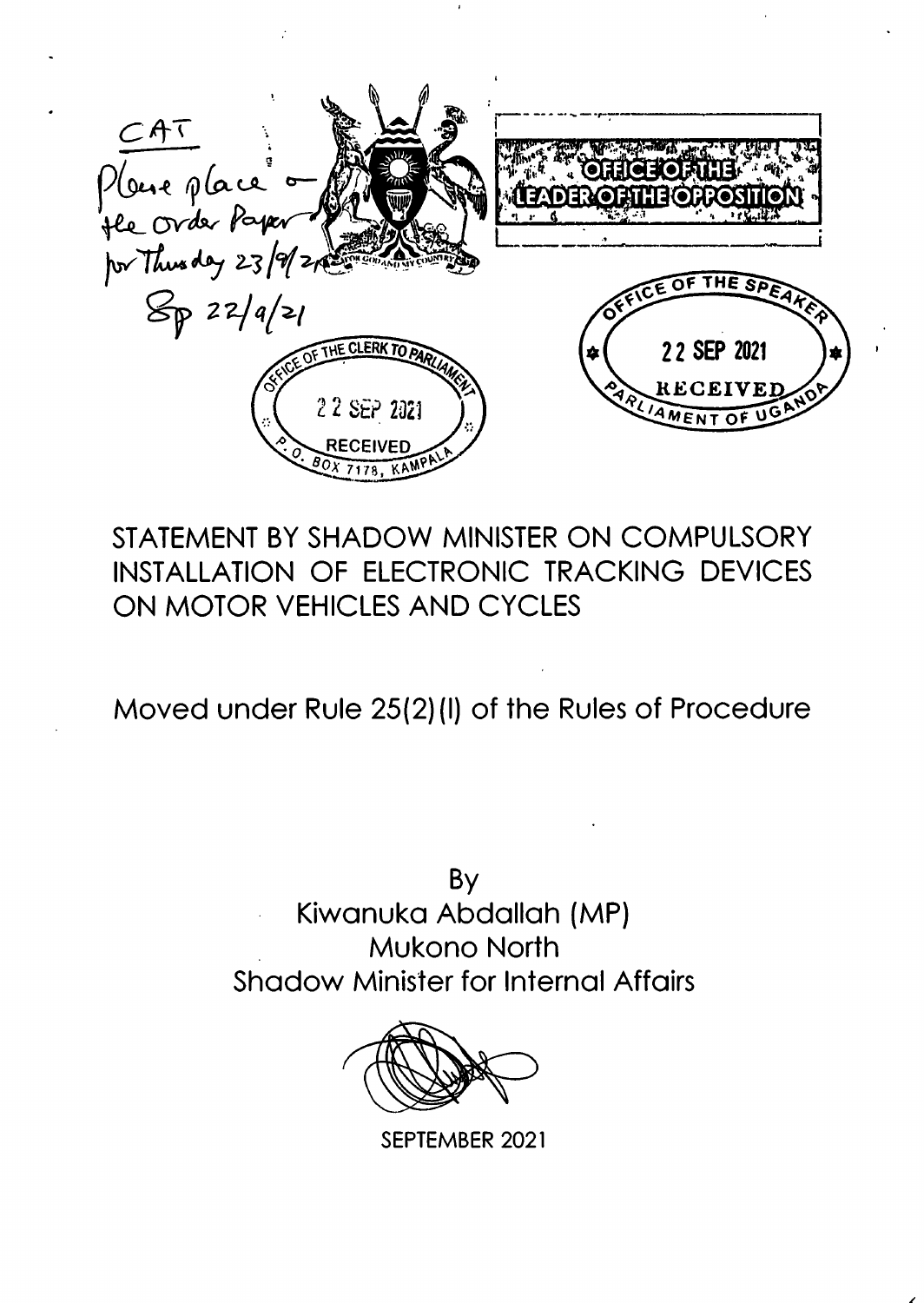CAT
Please place on the Order Paper for Thursday 23/9/21
Sp 22/9/21

OFFICE OF THE LEADER OF THE OPPOSITION

OFFICE OF THE CLERK TO PARLIAMENT
22 SEP 2021
RECEIVED
P.O. BOX 7178, KAMPALA

OFFICE OF THE SPEAKER
22 SEP 2021
RECEIVED
PARLIAMENT OF UGANDA

# STATEMENT BY SHADOW MINISTER ON COMPULSORY INSTALLATION OF ELECTRONIC TRACKING DEVICES ON MOTOR VEHICLES AND CYCLES

Moved under Rule 25(2)(l) of the Rules of Procedure

By
Kiwanuka Abdallah (MP)
Mukono North
Shadow Minister for Internal Affairs

SEPTEMBER 2021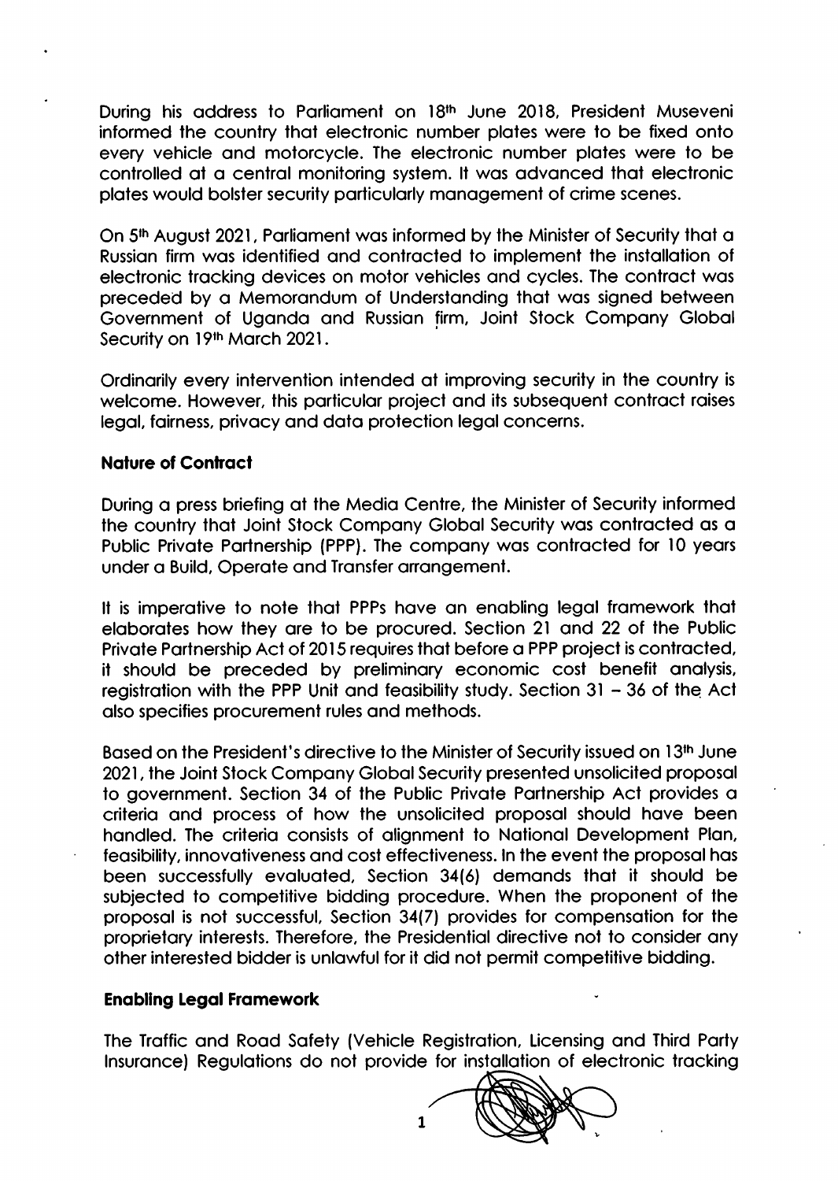During his address to Parliament on 18th June 2018, President Museveni informed the country that electronic number plates were to be fixed onto every vehicle and motorcycle. The electronic number plates were to be controlled at a central monitoring system. It was advanced that electronic plates would bolster security particularly management of crime scenes.

On 5th August 2021, Parliament was informed by the Minister of Security that a Russian firm was identified and contracted to implement the installation of electronic tracking devices on motor vehicles and cycles. The contract was preceded by a Memorandum of Understanding that was signed between Government of Uganda and Russian firm, Joint Stock Company Global Security on 19th March 2021.

Ordinarily every intervention intended at improving security in the country is welcome. However, this particular project and its subsequent contract raises legal, fairness, privacy and data protection legal concerns.

**Nature of Contract**

During a press briefing at the Media Centre, the Minister of Security informed the country that Joint Stock Company Global Security was contracted as a Public Private Partnership (PPP). The company was contracted for 10 years under a Build, Operate and Transfer arrangement.

It is imperative to note that PPPs have an enabling legal framework that elaborates how they are to be procured. Section 21 and 22 of the Public Private Partnership Act of 2015 requires that before a PPP project is contracted, it should be preceded by preliminary economic cost benefit analysis, registration with the PPP Unit and feasibility study. Section 31 – 36 of the Act also specifies procurement rules and methods.

Based on the President's directive to the Minister of Security issued on 13th June 2021, the Joint Stock Company Global Security presented unsolicited proposal to government. Section 34 of the Public Private Partnership Act provides a criteria and process of how the unsolicited proposal should have been handled. The criteria consists of alignment to National Development Plan, feasibility, innovativeness and cost effectiveness. In the event the proposal has been successfully evaluated, Section 34(6) demands that it should be subjected to competitive bidding procedure. When the proponent of the proposal is not successful, Section 34(7) provides for compensation for the proprietary interests. Therefore, the Presidential directive not to consider any other interested bidder is unlawful for it did not permit competitive bidding.

**Enabling Legal Framework**

The Traffic and Road Safety (Vehicle Registration, Licensing and Third Party Insurance) Regulations do not provide for installation of electronic tracking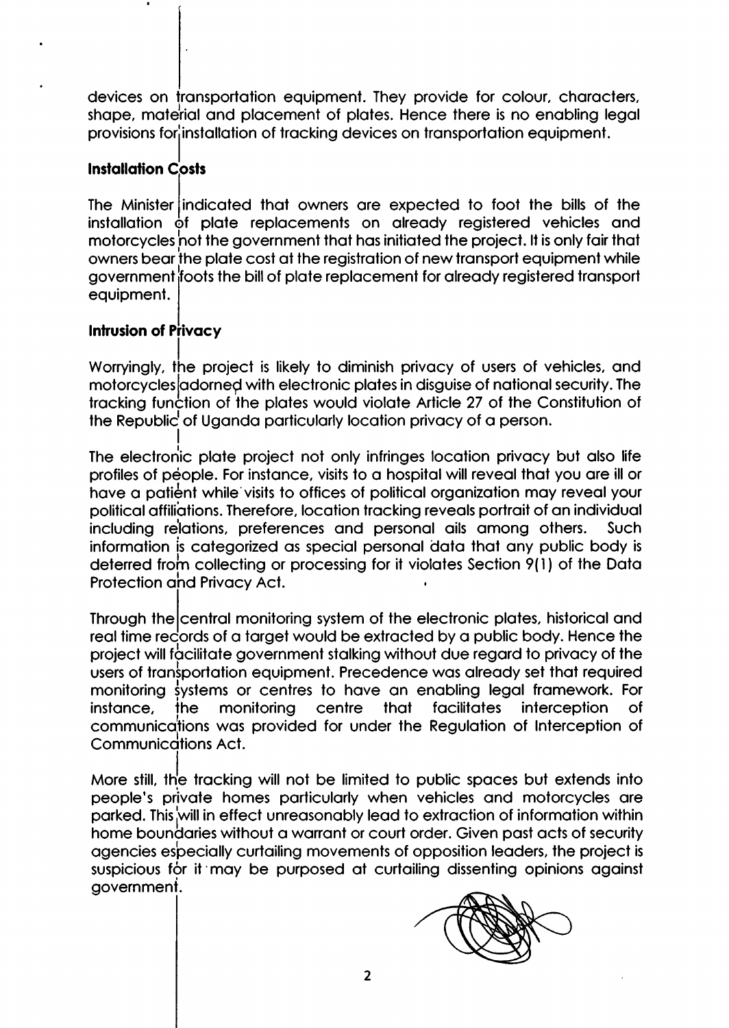devices on transportation equipment. They provide for colour, characters, shape, material and placement of plates. Hence there is no enabling legal provisions for installation of tracking devices on transportation equipment.

**Installation Costs**

The Minister indicated that owners are expected to foot the bills of the installation of plate replacements on already registered vehicles and motorcycles not the government that has initiated the project. It is only fair that owners bear the plate cost at the registration of new transport equipment while government foots the bill of plate replacement for already registered transport equipment.

**Intrusion of Privacy**

Worryingly, the project is likely to diminish privacy of users of vehicles, and motorcycles adorned with electronic plates in disguise of national security. The tracking function of the plates would violate Article 27 of the Constitution of the Republic of Uganda particularly location privacy of a person.

The electronic plate project not only infringes location privacy but also life profiles of people. For instance, visits to a hospital will reveal that you are ill or have a patient while visits to offices of political organization may reveal your political affiliations. Therefore, location tracking reveals portrait of an individual including relations, preferences and personal ails among others. Such information is categorized as special personal data that any public body is deterred from collecting or processing for it violates Section 9(1) of the Data Protection and Privacy Act.

Through the central monitoring system of the electronic plates, historical and real time records of a target would be extracted by a public body. Hence the project will facilitate government stalking without due regard to privacy of the users of transportation equipment. Precedence was already set that required monitoring systems or centres to have an enabling legal framework. For instance, the monitoring centre that facilitates interception of communications was provided for under the Regulation of Interception of Communications Act.

More still, the tracking will not be limited to public spaces but extends into people's private homes particularly when vehicles and motorcycles are parked. This will in effect unreasonably lead to extraction of information within home boundaries without a warrant or court order. Given past acts of security agencies especially curtailing movements of opposition leaders, the project is suspicious for it may be purposed at curtailing dissenting opinions against government.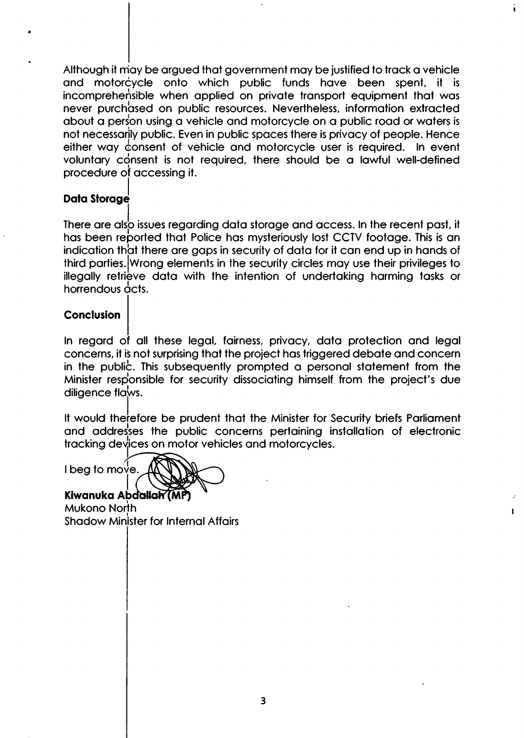Although it may be argued that government may be justified to track a vehicle and motorcycle onto which public funds have been spent, it is incomprehensible when applied on private transport equipment that was never purchased on public resources. Nevertheless, information extracted about a person using a vehicle and motorcycle on a public road or waters is not necessarily public. Even in public spaces there is privacy of people. Hence either way consent of vehicle and motorcycle user is required. In event voluntary consent is not required, there should be a lawful well-defined procedure of accessing it.

## Data Storage

There are also issues regarding data storage and access. In the recent past, it has been reported that Police has mysteriously lost CCTV footage. This is an indication that there are gaps in security of data for it can end up in hands of third parties. Wrong elements in the security circles may use their privileges to illegally retrieve data with the intention of undertaking harming tasks or horrendous acts.

## Conclusion

In regard of all these legal, fairness, privacy, data protection and legal concerns, it is not surprising that the project has triggered debate and concern in the public. This subsequently prompted a personal statement from the Minister responsible for security dissociating himself from the project's due diligence flaws.

It would therefore be prudent that the Minister for Security briefs Parliament and addresses the public concerns pertaining installation of electronic tracking devices on motor vehicles and motorcycles.

I beg to move.

**Kiwanuka Abdallah (MP)**
Mukono North
Shadow Minister for Internal Affairs